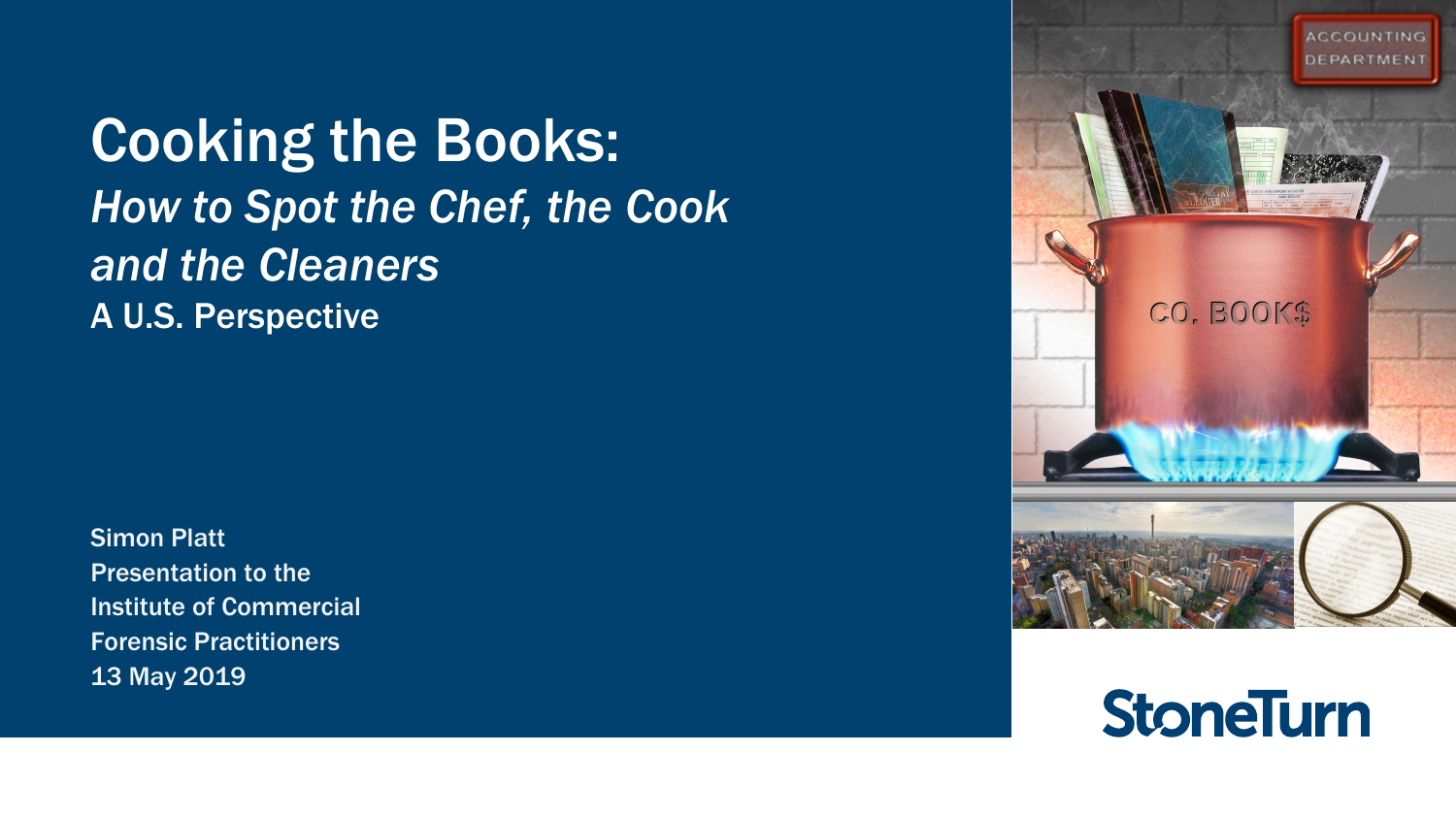# Cooking the Books:

## *How to Spot the Chef, the Cook and the Cleaners*

### A U.S. Perspective

Simon Platt
Presentation to the
Institute of Commercial
Forensic Practitioners
13 May 2019

StoneTurn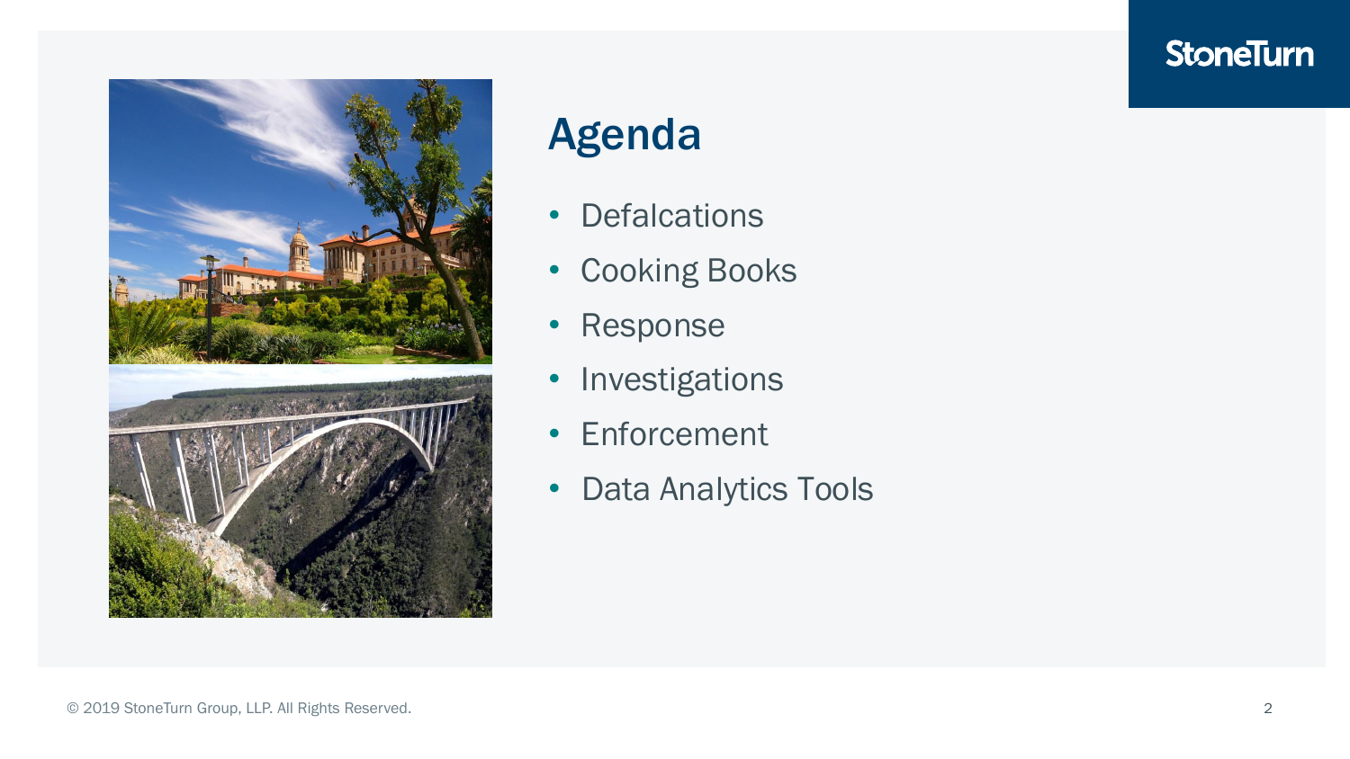# Agenda

- Defalcations
- Cooking Books
- Response
- Investigations
- Enforcement
- Data Analytics Tools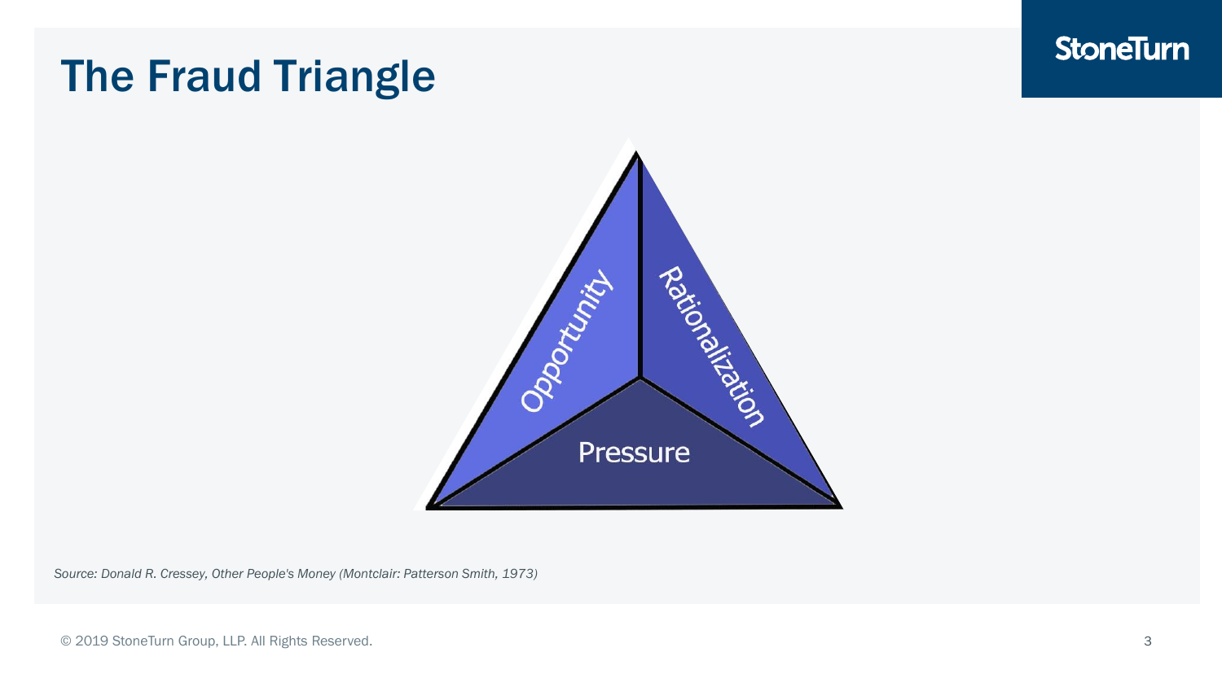# The Fraud Triangle

Opportunity

Rationalization

Pressure

*Source: Donald R. Cressey, Other People's Money (Montclair: Patterson Smith, 1973)*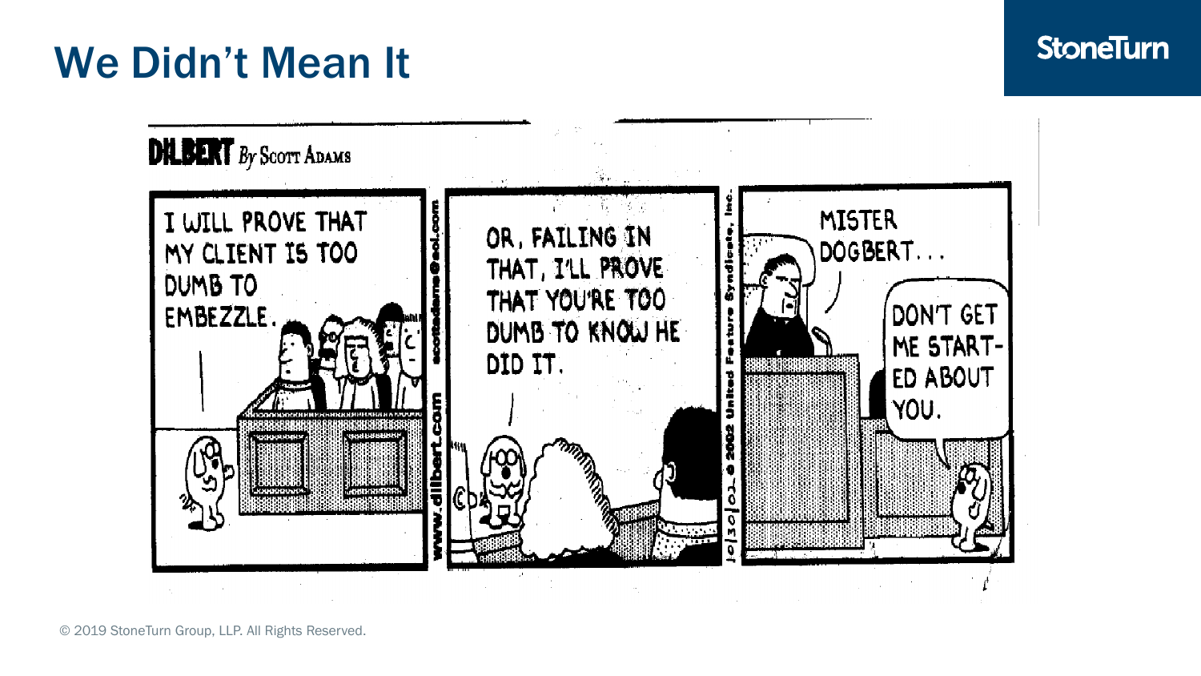# We Didn't Mean It

**DILBERT** *By Scott Adams*

I WILL PROVE THAT MY CLIENT IS TOO DUMB TO EMBEZZLE.

OR, FAILING IN THAT, I'LL PROVE THAT YOU'RE TOO DUMB TO KNOW HE DID IT.

MISTER DOGBERT...

DON'T GET ME STARTED ABOUT YOU.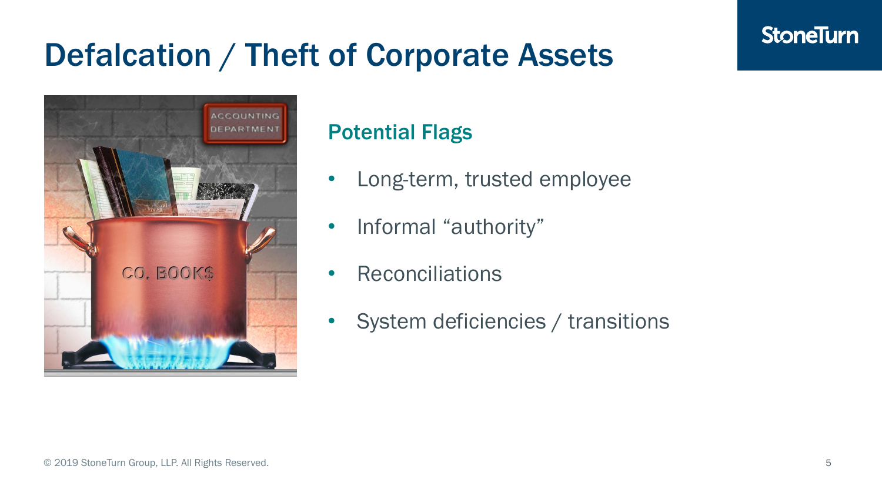# Defalcation / Theft of Corporate Assets

## Potential Flags

- Long-term, trusted employee
- Informal “authority”
- Reconciliations
- System deficiencies / transitions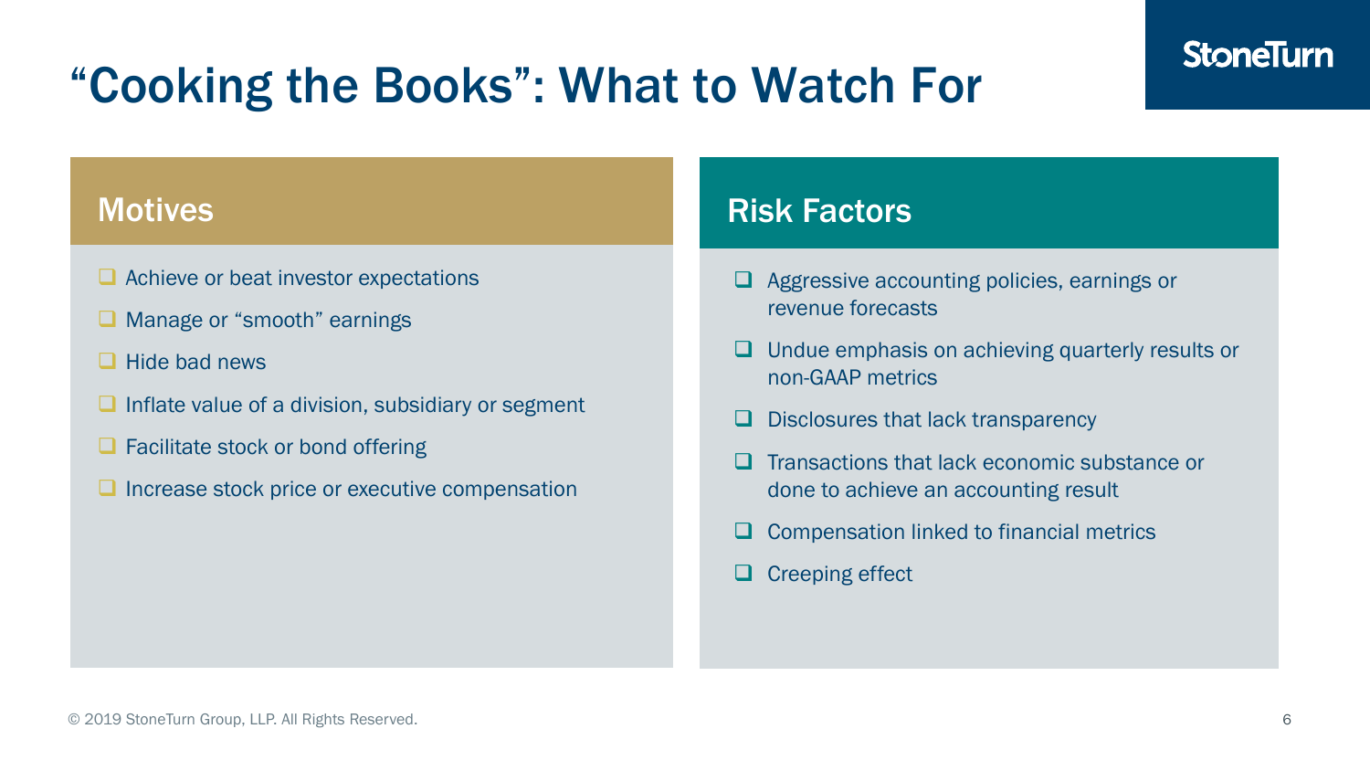# “Cooking the Books”: What to Watch For

## Motives

- Achieve or beat investor expectations
- Manage or “smooth” earnings
- Hide bad news
- Inflate value of a division, subsidiary or segment
- Facilitate stock or bond offering
- Increase stock price or executive compensation

## Risk Factors

- Aggressive accounting policies, earnings or revenue forecasts
- Undue emphasis on achieving quarterly results or non-GAAP metrics
- Disclosures that lack transparency
- Transactions that lack economic substance or done to achieve an accounting result
- Compensation linked to financial metrics
- Creeping effect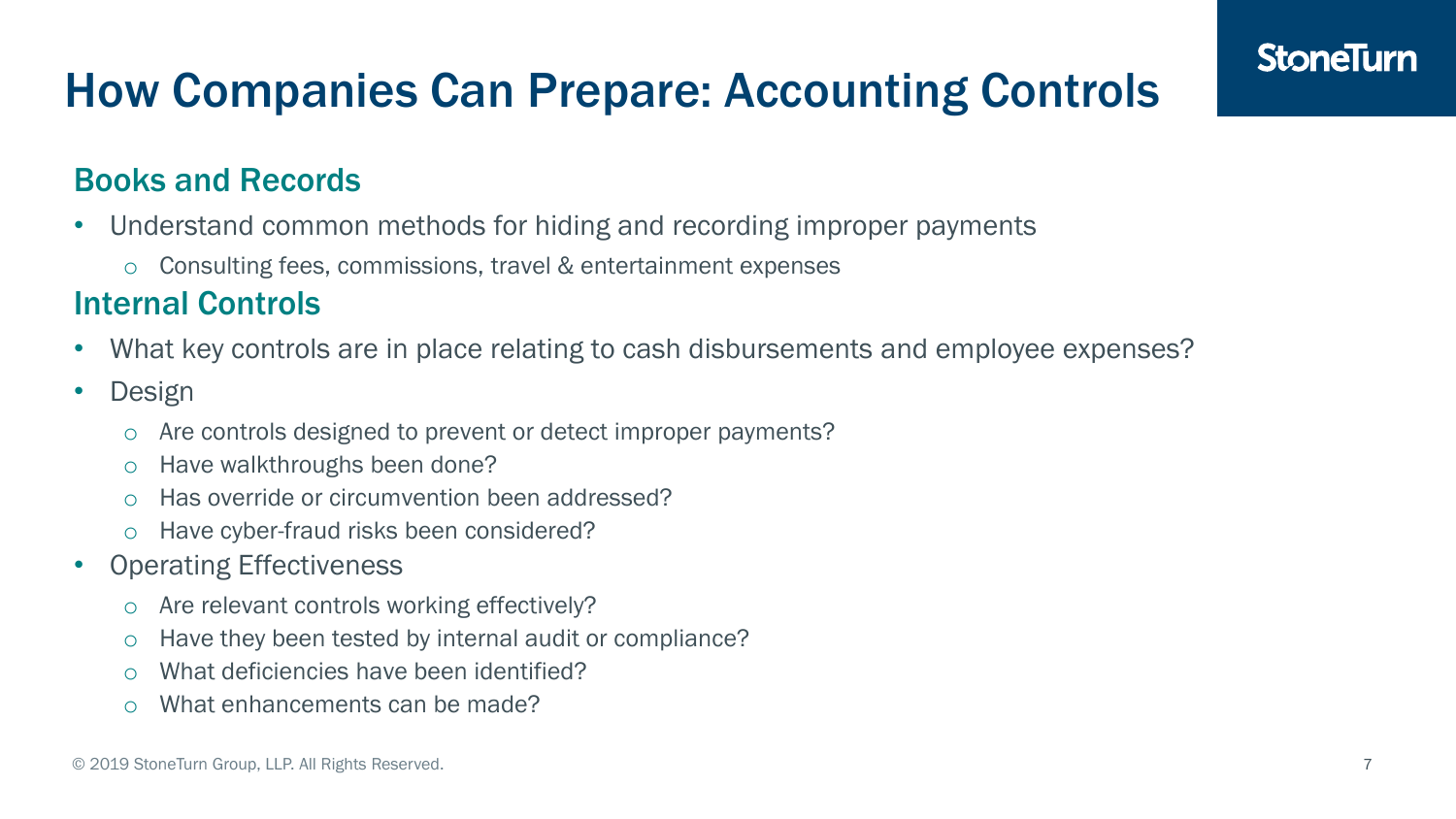# How Companies Can Prepare: Accounting Controls

## Books and Records

- Understand common methods for hiding and recording improper payments
  - Consulting fees, commissions, travel & entertainment expenses

## Internal Controls

- What key controls are in place relating to cash disbursements and employee expenses?
- Design
  - Are controls designed to prevent or detect improper payments?
  - Have walkthroughs been done?
  - Has override or circumvention been addressed?
  - Have cyber-fraud risks been considered?
- Operating Effectiveness
  - Are relevant controls working effectively?
  - Have they been tested by internal audit or compliance?
  - What deficiencies have been identified?
  - What enhancements can be made?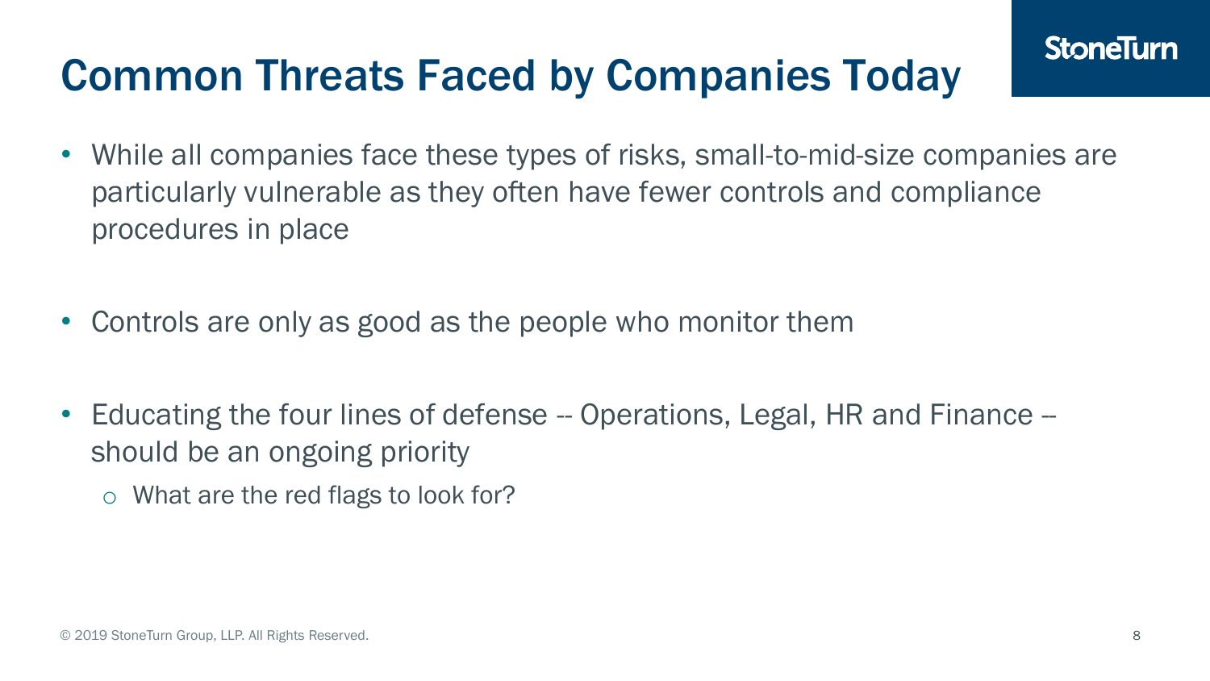# Common Threats Faced by Companies Today

- While all companies face these types of risks, small-to-mid-size companies are particularly vulnerable as they often have fewer controls and compliance procedures in place

- Controls are only as good as the people who monitor them

- Educating the four lines of defense -- Operations, Legal, HR and Finance -- should be an ongoing priority
  - What are the red flags to look for?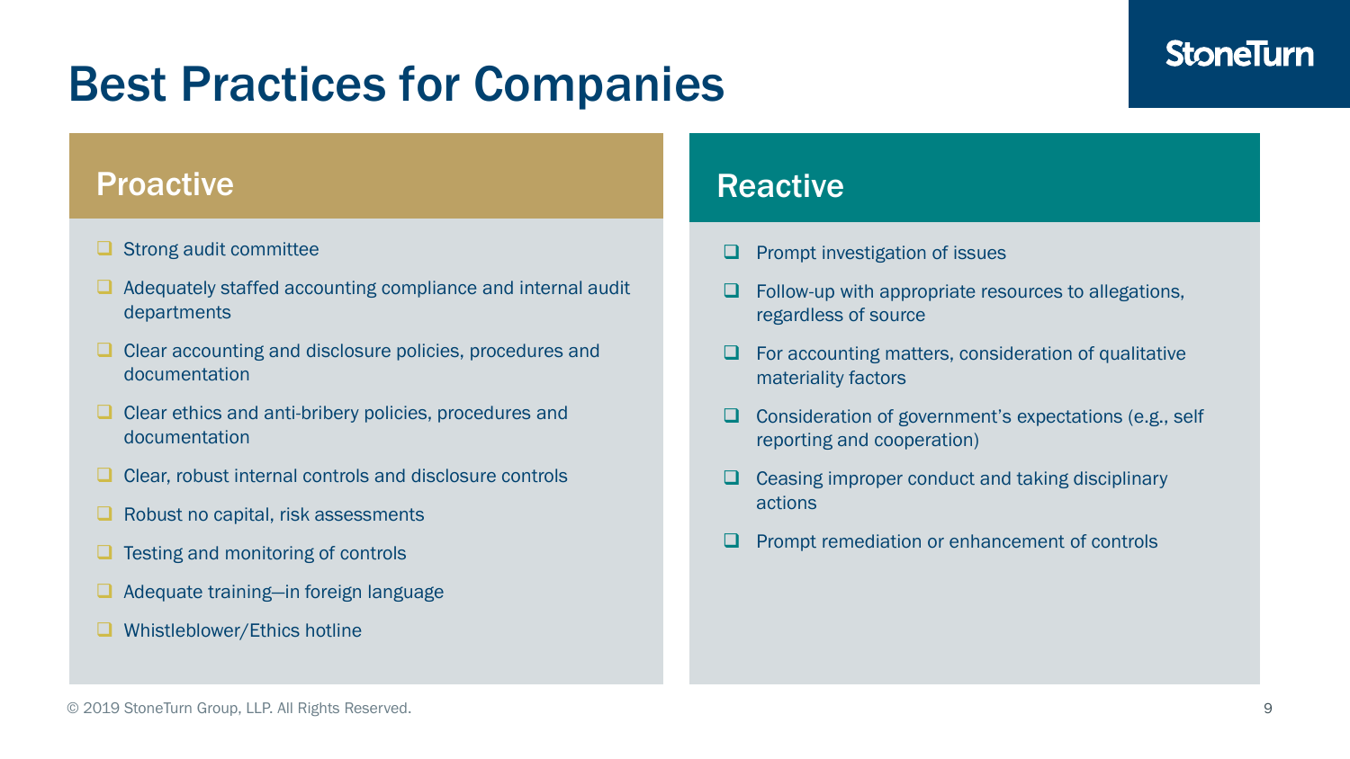# Best Practices for Companies

## Proactive

- Strong audit committee
- Adequately staffed accounting compliance and internal audit departments
- Clear accounting and disclosure policies, procedures and documentation
- Clear ethics and anti-bribery policies, procedures and documentation
- Clear, robust internal controls and disclosure controls
- Robust no capital, risk assessments
- Testing and monitoring of controls
- Adequate training—in foreign language
- Whistleblower/Ethics hotline

## Reactive

- Prompt investigation of issues
- Follow-up with appropriate resources to allegations, regardless of source
- For accounting matters, consideration of qualitative materiality factors
- Consideration of government's expectations (e.g., self reporting and cooperation)
- Ceasing improper conduct and taking disciplinary actions
- Prompt remediation or enhancement of controls

© 2019 StoneTurn Group, LLP. All Rights Reserved.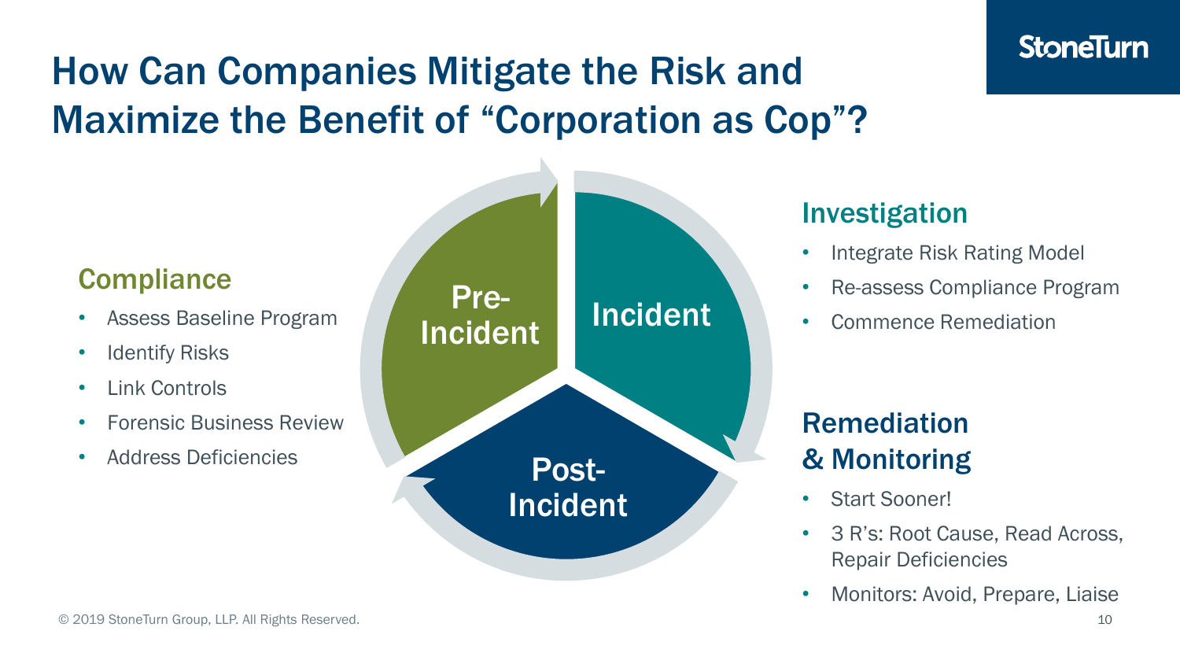# How Can Companies Mitigate the Risk and Maximize the Benefit of "Corporation as Cop"?

Pre-Incident

Incident

Post-Incident

## Compliance

- Assess Baseline Program
- Identify Risks
- Link Controls
- Forensic Business Review
- Address Deficiencies

## Investigation

- Integrate Risk Rating Model
- Re-assess Compliance Program
- Commence Remediation

## Remediation & Monitoring

- Start Sooner!
- 3 R's: Root Cause, Read Across, Repair Deficiencies
- Monitors: Avoid, Prepare, Liaise

© 2019 StoneTurn Group, LLP. All Rights Reserved.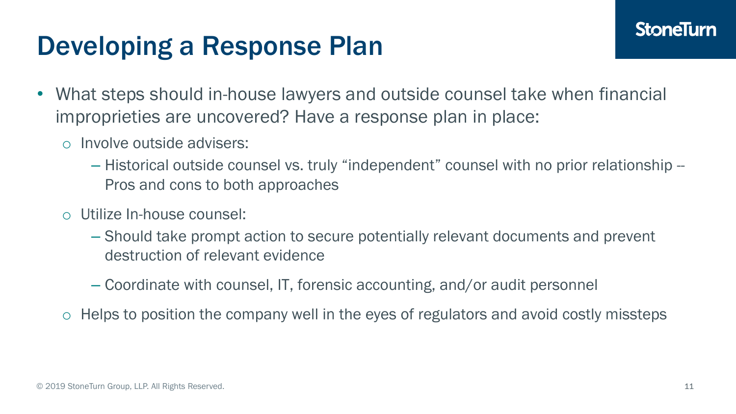# Developing a Response Plan

- What steps should in-house lawyers and outside counsel take when financial improprieties are uncovered? Have a response plan in place:
  - Involve outside advisers:
    - Historical outside counsel vs. truly "independent" counsel with no prior relationship -- Pros and cons to both approaches
  - Utilize In-house counsel:
    - Should take prompt action to secure potentially relevant documents and prevent destruction of relevant evidence
    - Coordinate with counsel, IT, forensic accounting, and/or audit personnel
  - Helps to position the company well in the eyes of regulators and avoid costly missteps

© 2019 StoneTurn Group, LLP. All Rights Reserved.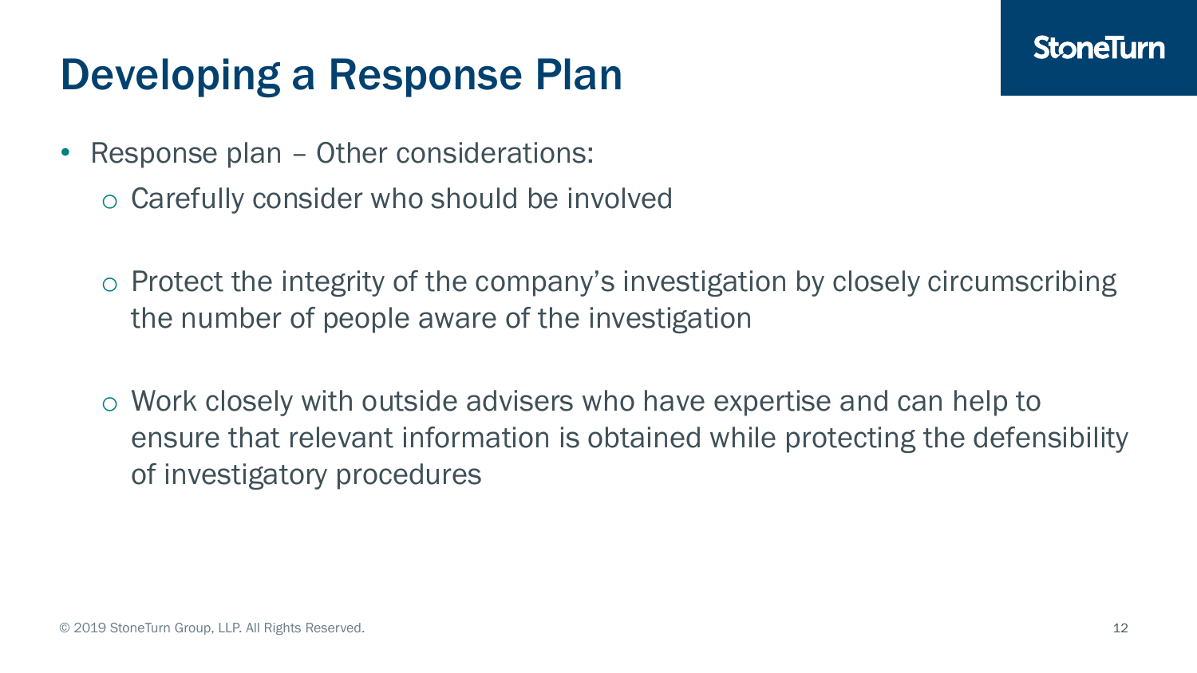# Developing a Response Plan

- Response plan – Other considerations:
  - Carefully consider who should be involved
  - Protect the integrity of the company's investigation by closely circumscribing the number of people aware of the investigation
  - Work closely with outside advisers who have expertise and can help to ensure that relevant information is obtained while protecting the defensibility of investigatory procedures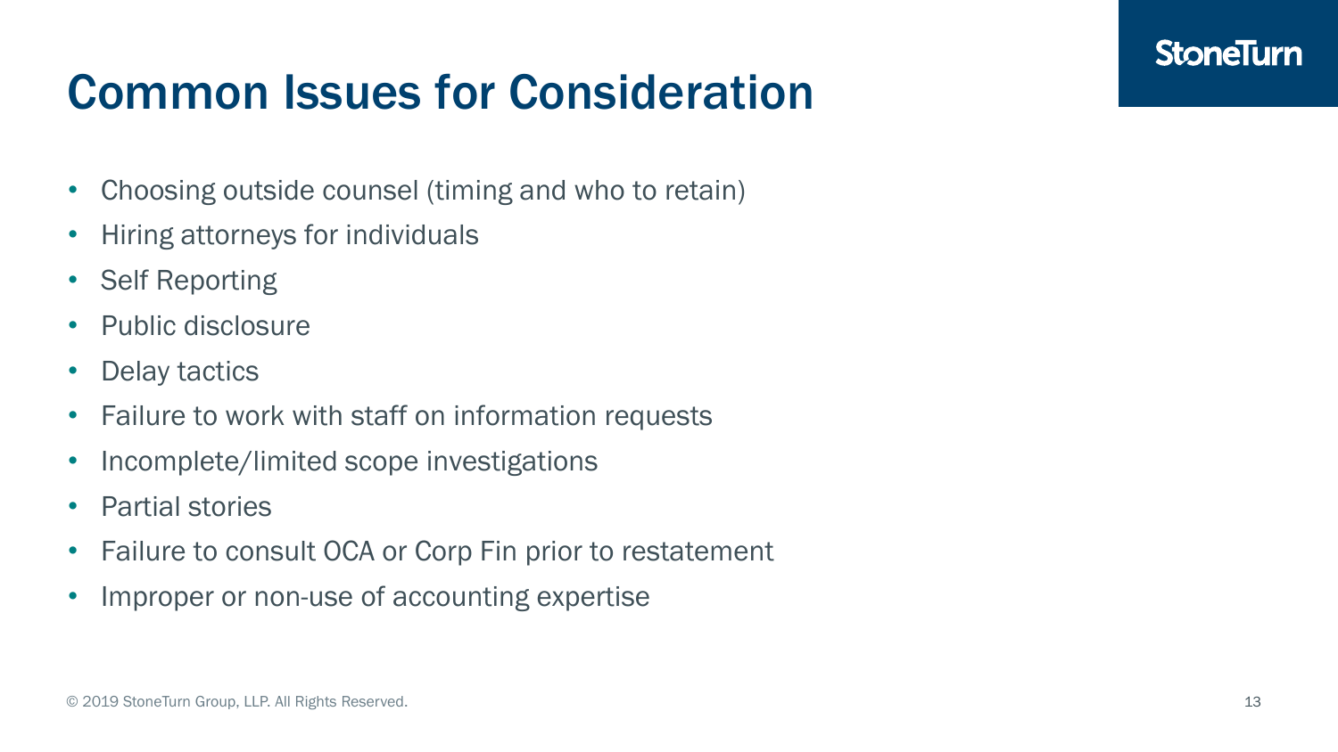# Common Issues for Consideration

- Choosing outside counsel (timing and who to retain)
- Hiring attorneys for individuals
- Self Reporting
- Public disclosure
- Delay tactics
- Failure to work with staff on information requests
- Incomplete/limited scope investigations
- Partial stories
- Failure to consult OCA or Corp Fin prior to restatement
- Improper or non-use of accounting expertise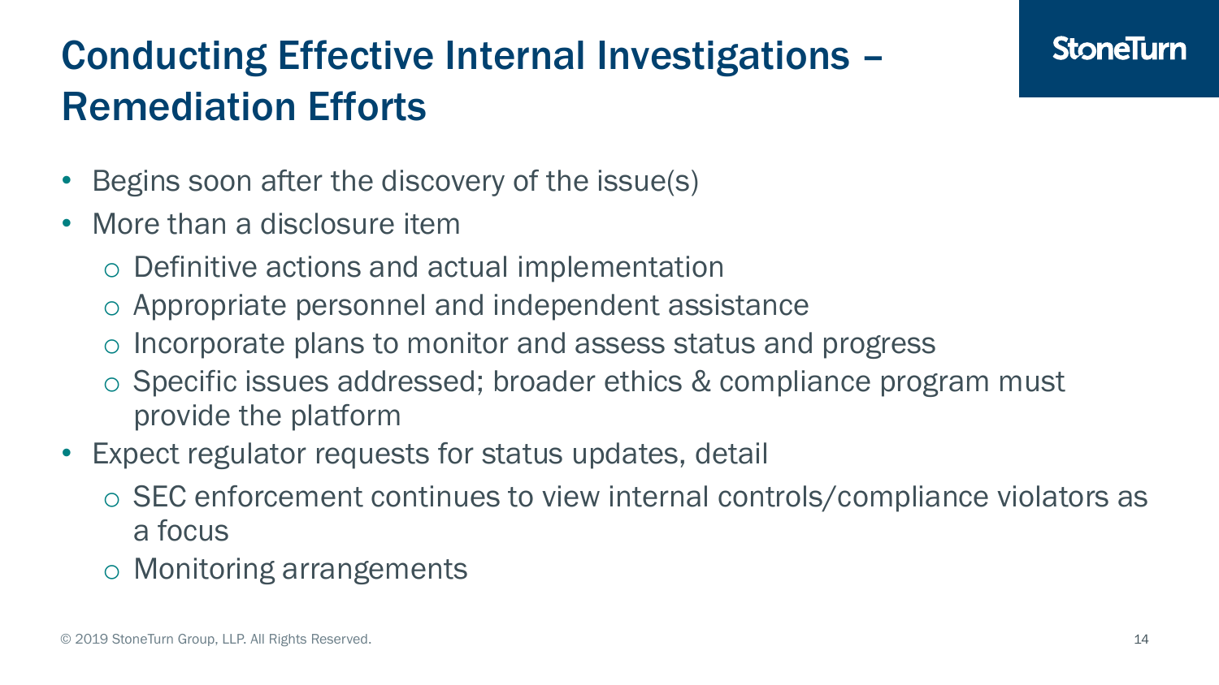# Conducting Effective Internal Investigations – Remediation Efforts

- Begins soon after the discovery of the issue(s)
- More than a disclosure item
  - Definitive actions and actual implementation
  - Appropriate personnel and independent assistance
  - Incorporate plans to monitor and assess status and progress
  - Specific issues addressed; broader ethics & compliance program must provide the platform
- Expect regulator requests for status updates, detail
  - SEC enforcement continues to view internal controls/compliance violators as a focus
  - Monitoring arrangements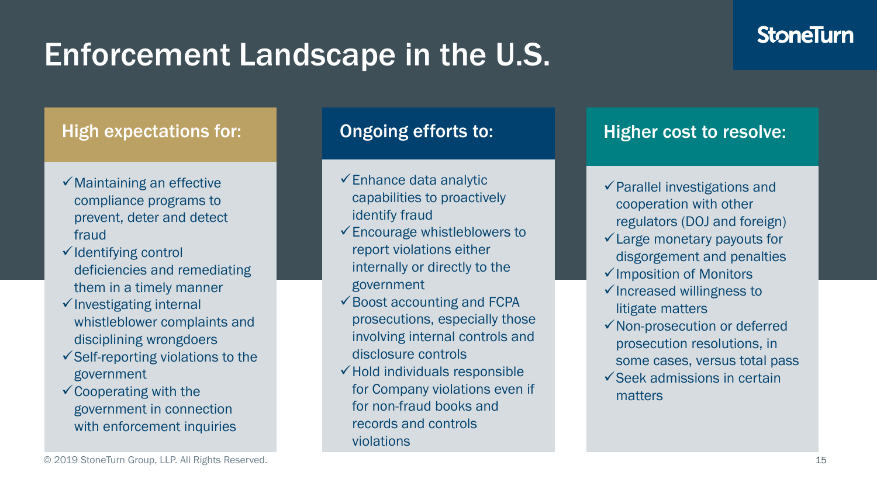# Enforcement Landscape in the U.S.

## High expectations for:

- ✓ Maintaining an effective compliance programs to prevent, deter and detect fraud
- ✓ Identifying control deficiencies and remediating them in a timely manner
- ✓ Investigating internal whistleblower complaints and disciplining wrongdoers
- ✓ Self-reporting violations to the government
- ✓ Cooperating with the government in connection with enforcement inquiries

## Ongoing efforts to:

- ✓ Enhance data analytic capabilities to proactively identify fraud
- ✓ Encourage whistleblowers to report violations either internally or directly to the government
- ✓ Boost accounting and FCPA prosecutions, especially those involving internal controls and disclosure controls
- ✓ Hold individuals responsible for Company violations even if for non-fraud books and records and controls violations

## Higher cost to resolve:

- ✓ Parallel investigations and cooperation with other regulators (DOJ and foreign)
- ✓ Large monetary payouts for disgorgement and penalties
- ✓ Imposition of Monitors
- ✓ Increased willingness to litigate matters
- ✓ Non-prosecution or deferred prosecution resolutions, in some cases, versus total pass
- ✓ Seek admissions in certain matters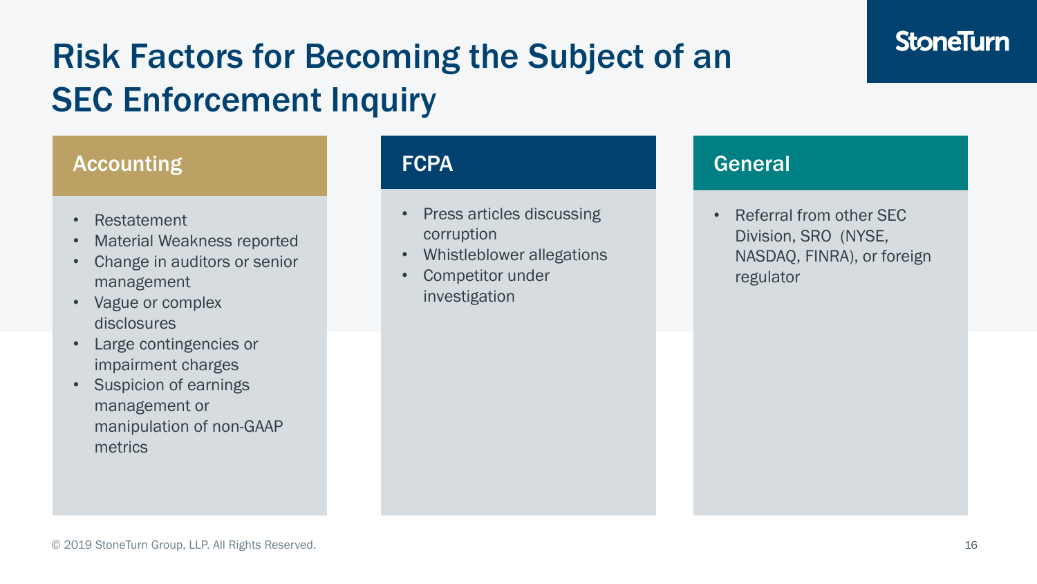# Risk Factors for Becoming the Subject of an SEC Enforcement Inquiry

## Accounting

- Restatement
- Material Weakness reported
- Change in auditors or senior management
- Vague or complex disclosures
- Large contingencies or impairment charges
- Suspicion of earnings management or manipulation of non-GAAP metrics

## FCPA

- Press articles discussing corruption
- Whistleblower allegations
- Competitor under investigation

## General

- Referral from other SEC Division, SRO (NYSE, NASDAQ, FINRA), or foreign regulator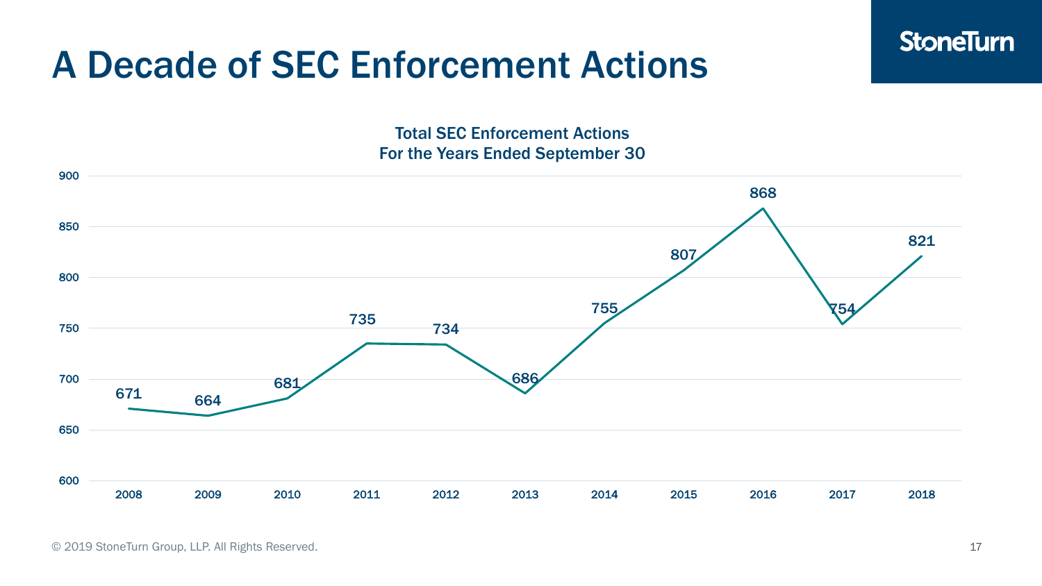# A Decade of SEC Enforcement Actions

**Total SEC Enforcement Actions**
**For the Years Ended September 30**

| Year | Total SEC Enforcement Actions |
|---|---|
| 2008 | 671 |
| 2009 | 664 |
| 2010 | 681 |
| 2011 | 735 |
| 2012 | 734 |
| 2013 | 686 |
| 2014 | 755 |
| 2015 | 807 |
| 2016 | 868 |
| 2017 | 754 |
| 2018 | 821 |

© 2019 StoneTurn Group, LLP. All Rights Reserved.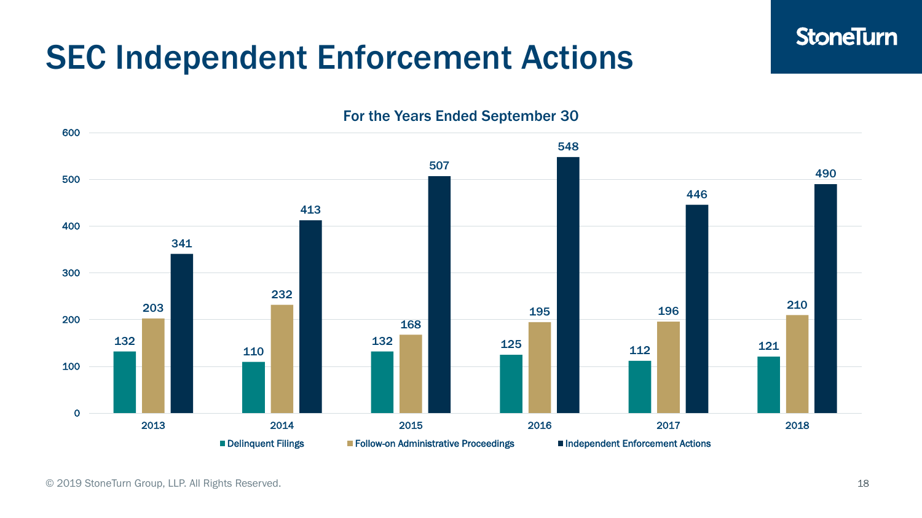# SEC Independent Enforcement Actions

For the Years Ended September 30

| Year | Delinquent Filings | Follow-on Administrative Proceedings | Independent Enforcement Actions |
| --- | --- | --- | --- |
| 2013 | 132 | 203 | 341 |
| 2014 | 110 | 232 | 413 |
| 2015 | 132 | 168 | 507 |
| 2016 | 125 | 195 | 548 |
| 2017 | 112 | 196 | 446 |
| 2018 | 121 | 210 | 490 |

© 2019 StoneTurn Group, LLP. All Rights Reserved.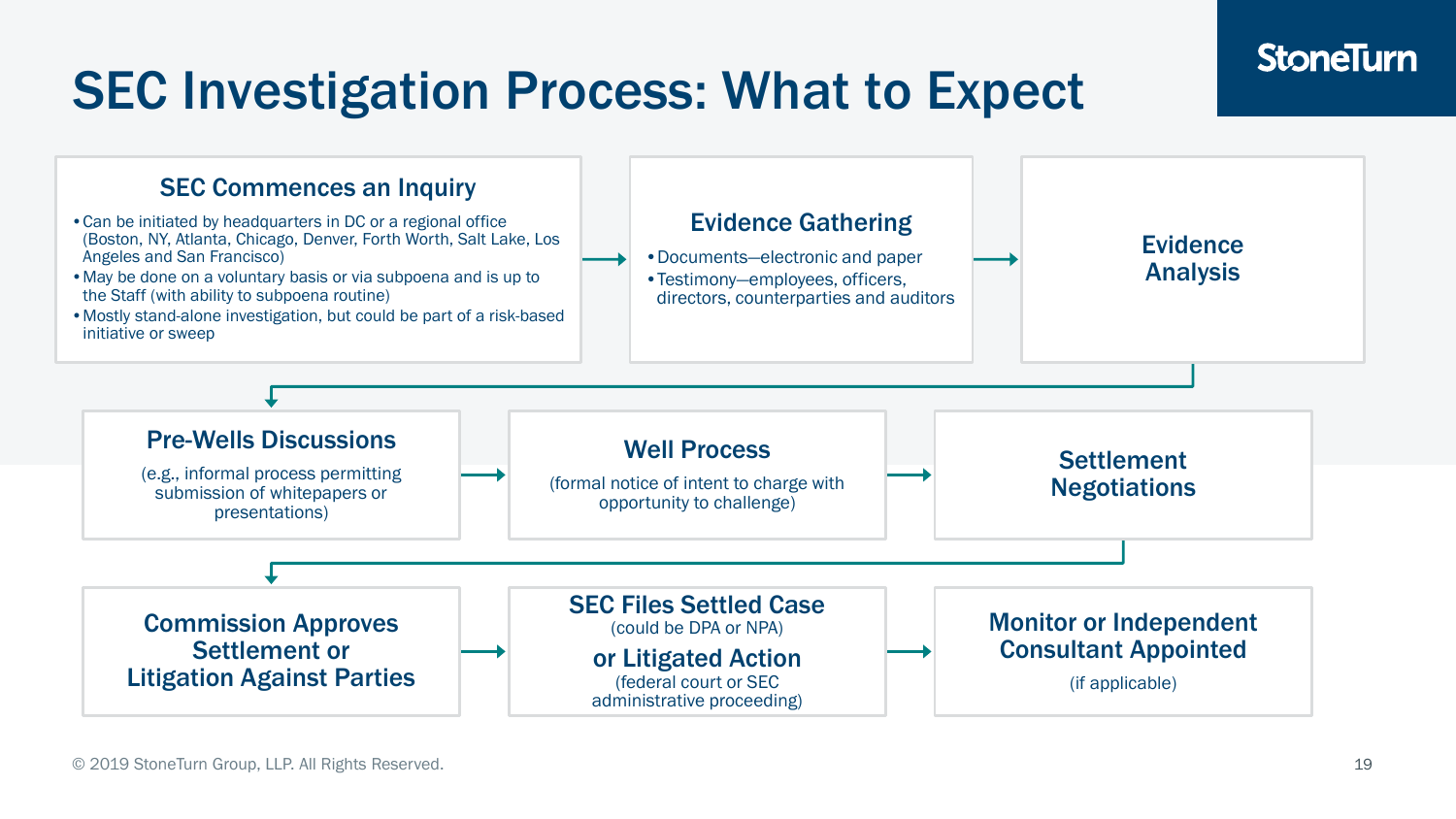# SEC Investigation Process: What to Expect

### SEC Commences an Inquiry

- Can be initiated by headquarters in DC or a regional office (Boston, NY, Atlanta, Chicago, Denver, Forth Worth, Salt Lake, Los Angeles and San Francisco)
- May be done on a voluntary basis or via subpoena and is up to the Staff (with ability to subpoena routine)
- Mostly stand-alone investigation, but could be part of a risk-based initiative or sweep

→

### Evidence Gathering

- Documents—electronic and paper
- Testimony—employees, officers, directors, counterparties and auditors

→

### Evidence Analysis

→

### Pre-Wells Discussions

(e.g., informal process permitting submission of whitepapers or presentations)

→

### Well Process

(formal notice of intent to charge with opportunity to challenge)

→

### Settlement Negotiations

→

### Commission Approves Settlement or Litigation Against Parties

→

### SEC Files Settled Case

(could be DPA or NPA)

### or Litigated Action

(federal court or SEC administrative proceeding)

→

### Monitor or Independent Consultant Appointed

(if applicable)

© 2019 StoneTurn Group, LLP. All Rights Reserved.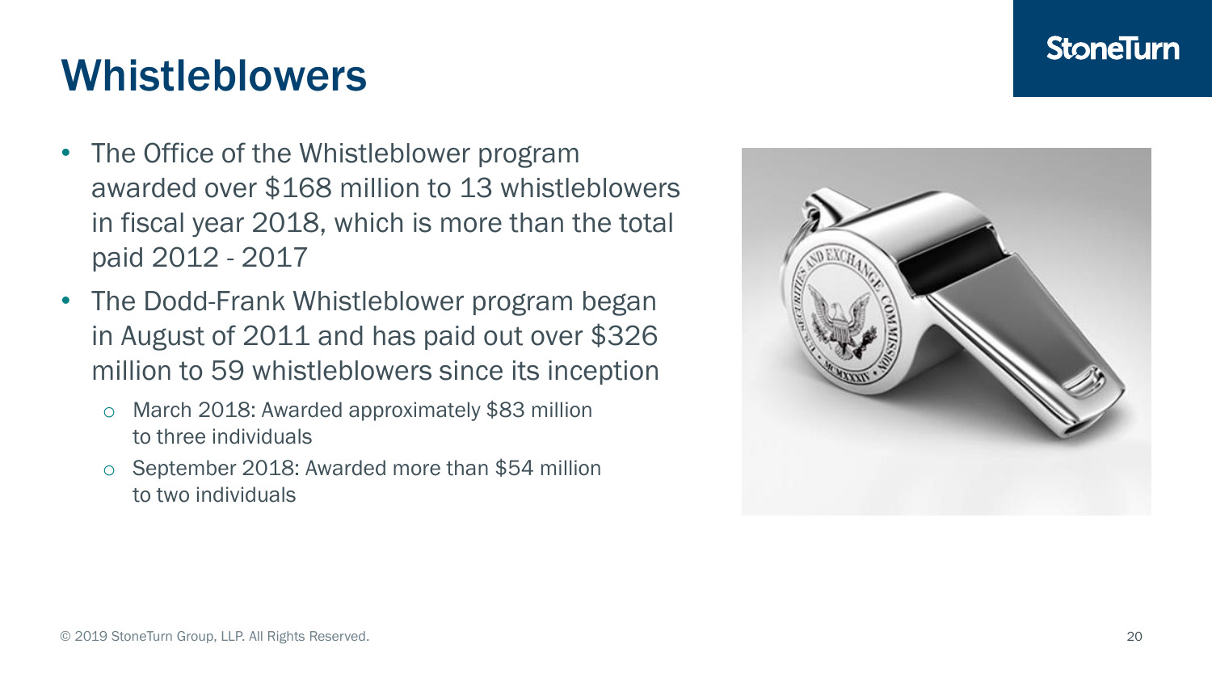# Whistleblowers

- The Office of the Whistleblower program awarded over $168 million to 13 whistleblowers in fiscal year 2018, which is more than the total paid 2012 - 2017
- The Dodd-Frank Whistleblower program began in August of 2011 and has paid out over $326 million to 59 whistleblowers since its inception
  - March 2018: Awarded approximately $83 million to three individuals
  - September 2018: Awarded more than $54 million to two individuals

© 2019 StoneTurn Group, LLP. All Rights Reserved.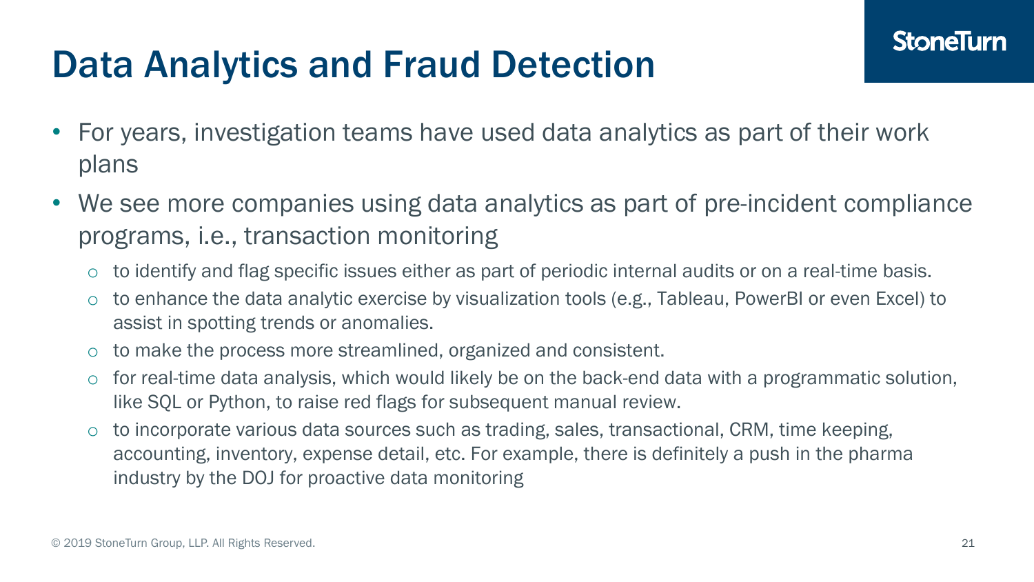# Data Analytics and Fraud Detection

- For years, investigation teams have used data analytics as part of their work plans
- We see more companies using data analytics as part of pre-incident compliance programs, i.e., transaction monitoring
  - to identify and flag specific issues either as part of periodic internal audits or on a real-time basis.
  - to enhance the data analytic exercise by visualization tools (e.g., Tableau, PowerBI or even Excel) to assist in spotting trends or anomalies.
  - to make the process more streamlined, organized and consistent.
  - for real-time data analysis, which would likely be on the back-end data with a programmatic solution, like SQL or Python, to raise red flags for subsequent manual review.
  - to incorporate various data sources such as trading, sales, transactional, CRM, time keeping, accounting, inventory, expense detail, etc. For example, there is definitely a push in the pharma industry by the DOJ for proactive data monitoring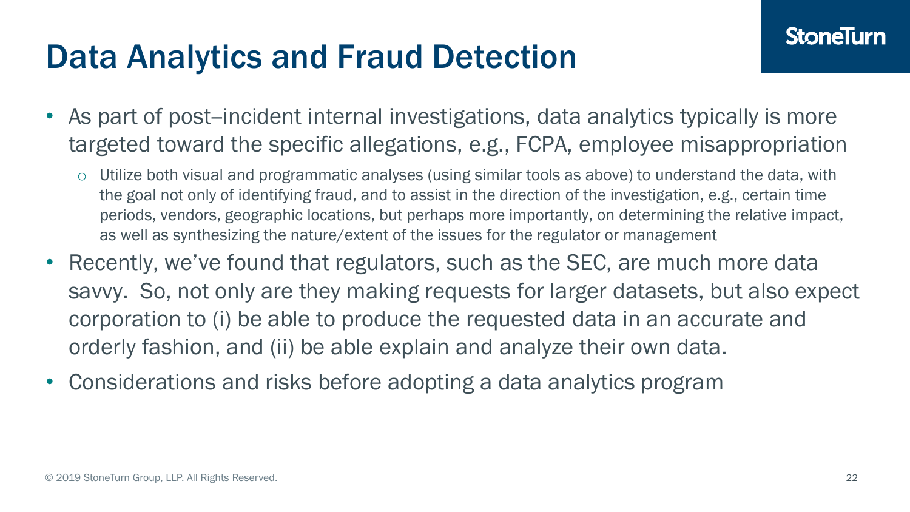# Data Analytics and Fraud Detection

- As part of post--incident internal investigations, data analytics typically is more targeted toward the specific allegations, e.g., FCPA, employee misappropriation
  - Utilize both visual and programmatic analyses (using similar tools as above) to understand the data, with the goal not only of identifying fraud, and to assist in the direction of the investigation, e.g., certain time periods, vendors, geographic locations, but perhaps more importantly, on determining the relative impact, as well as synthesizing the nature/extent of the issues for the regulator or management
- Recently, we've found that regulators, such as the SEC, are much more data savvy. So, not only are they making requests for larger datasets, but also expect corporation to (i) be able to produce the requested data in an accurate and orderly fashion, and (ii) be able explain and analyze their own data.
- Considerations and risks before adopting a data analytics program

© 2019 StoneTurn Group, LLP. All Rights Reserved.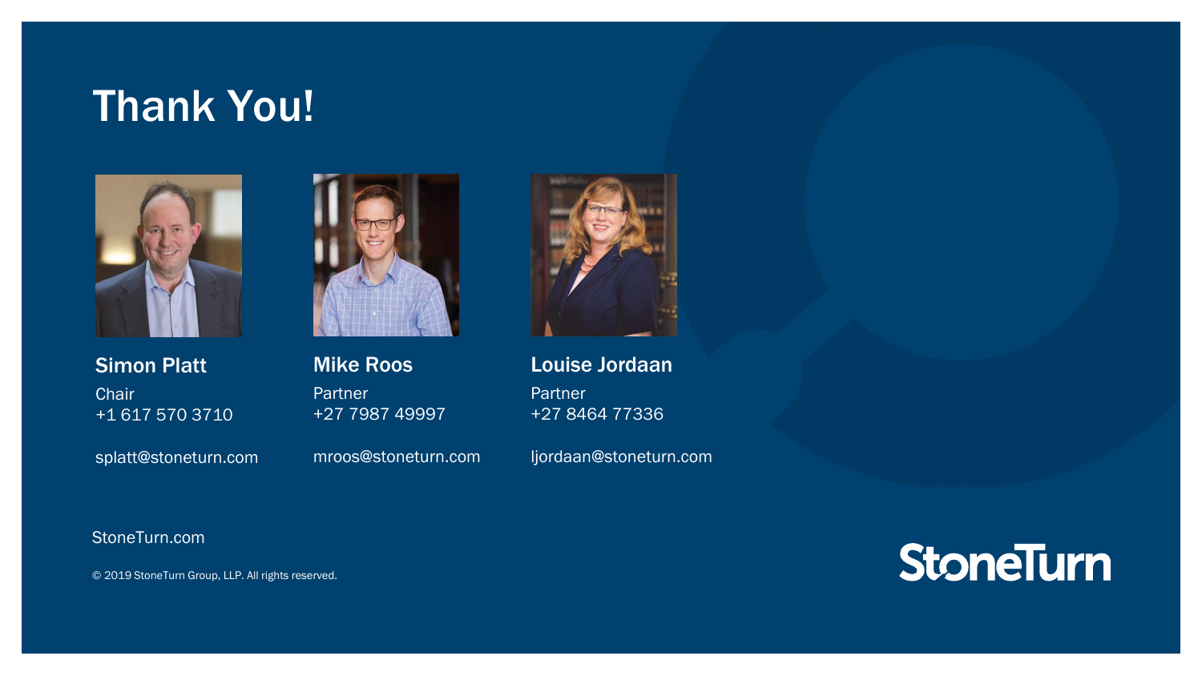# Thank You!

**Simon Platt**
Chair
+1 617 570 3710

splatt@stoneturn.com

**Mike Roos**
Partner
+27 7987 49997

mroos@stoneturn.com

**Louise Jordaan**
Partner
+27 8464 77336

ljordaan@stoneturn.com

StoneTurn.com

© 2019 StoneTurn Group, LLP. All rights reserved.

StoneTurn